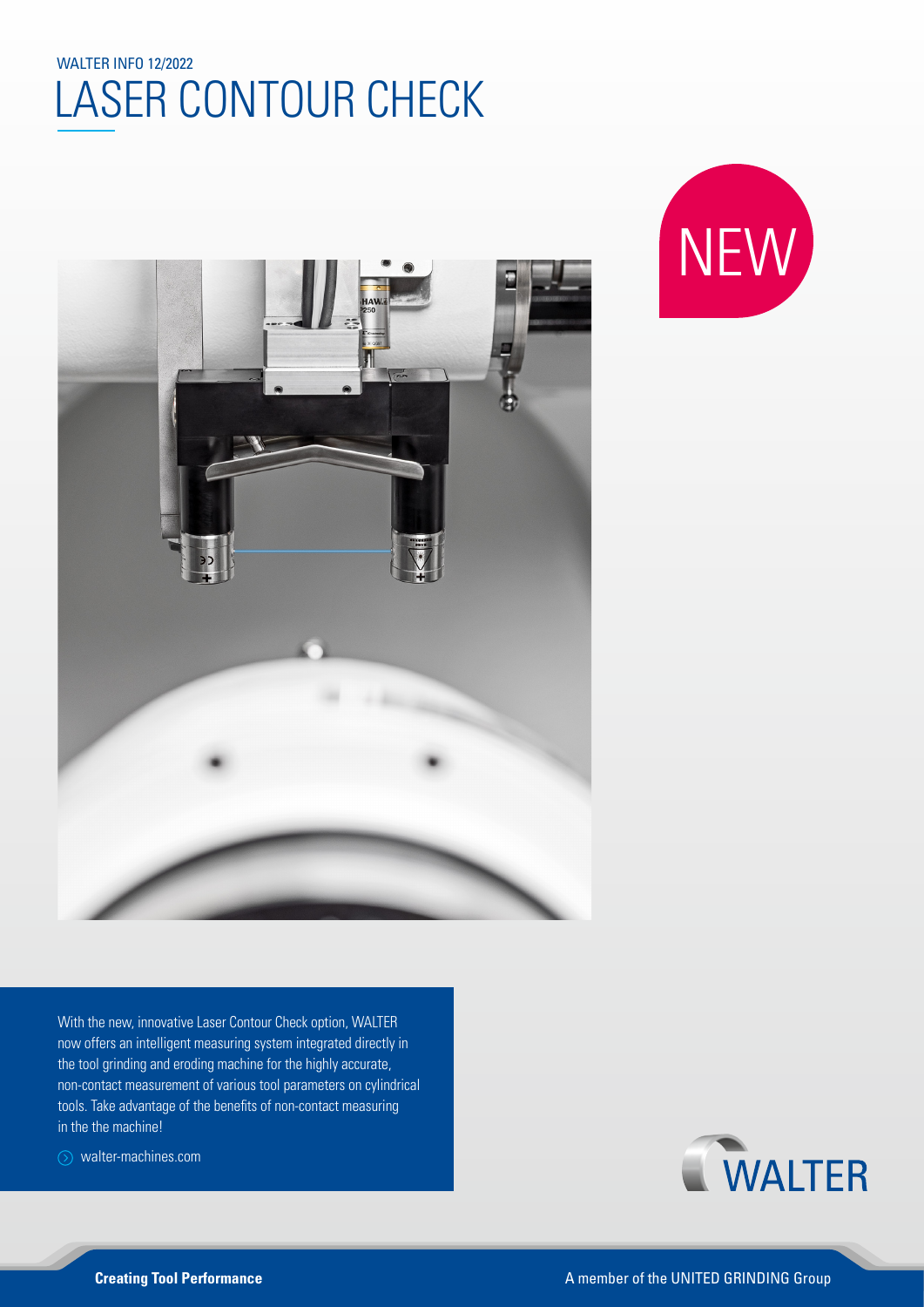WALTER INFO 12/2022

# LASER CONTOUR CHECK

NEW

With the new, innovative Laser Contour Check option, WALTER now offers an intelligent measuring system integrated directly in the tool grinding and eroding machine for the highly accurate, non-contact measurement of various tool parameters on cylindrical tools. Take advantage of the benefits of non-contact measuring in the the machine!

walter-machines.com

WALTER

**Creating Tool Performance**

A member of the UNITED GRINDING Group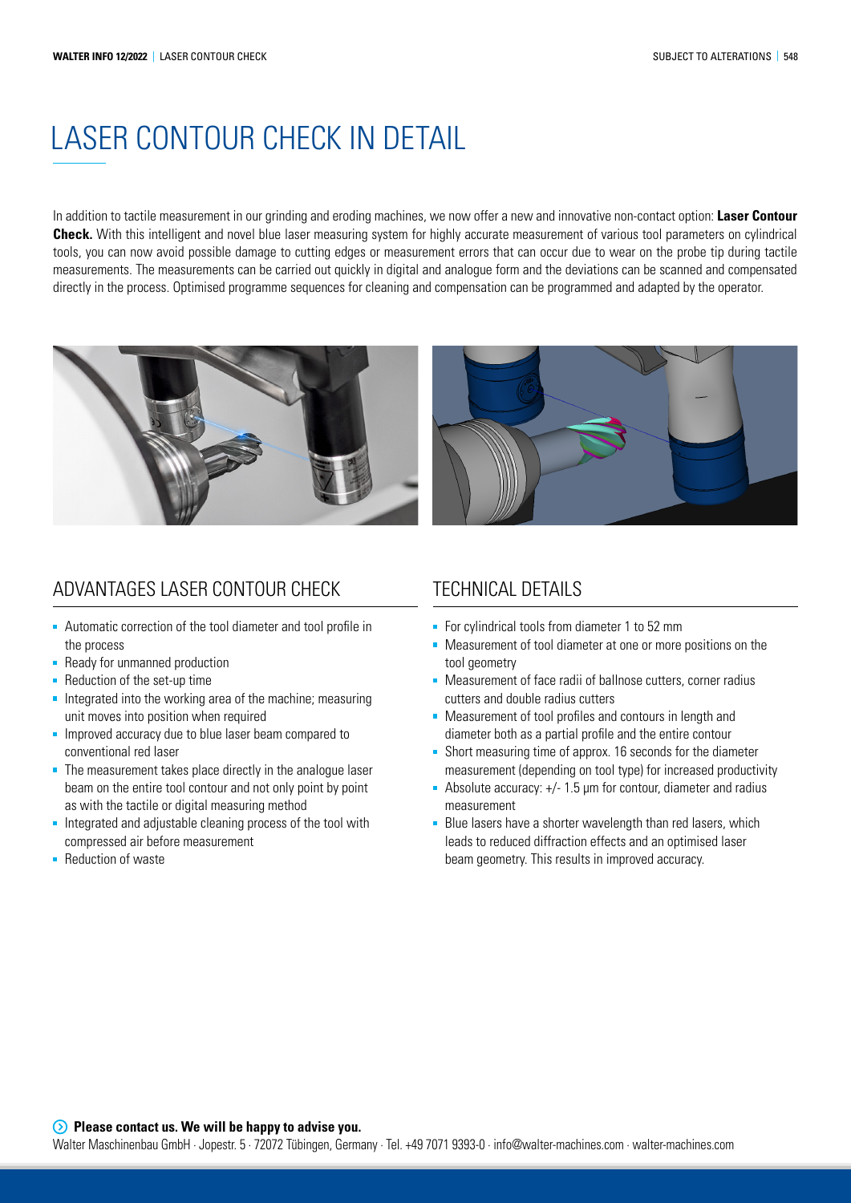# LASER CONTOUR CHECK IN DETAIL

In addition to tactile measurement in our grinding and eroding machines, we now offer a new and innovative non-contact option: **Laser Contour Check.** With this intelligent and novel blue laser measuring system for highly accurate measurement of various tool parameters on cylindrical tools, you can now avoid possible damage to cutting edges or measurement errors that can occur due to wear on the probe tip during tactile measurements. The measurements can be carried out quickly in digital and analogue form and the deviations can be scanned and compensated directly in the process. Optimised programme sequences for cleaning and compensation can be programmed and adapted by the operator.

## ADVANTAGES LASER CONTOUR CHECK

- Automatic correction of the tool diameter and tool profile in the process
- Ready for unmanned production
- Reduction of the set-up time
- Integrated into the working area of the machine; measuring unit moves into position when required
- Improved accuracy due to blue laser beam compared to conventional red laser
- The measurement takes place directly in the analogue laser beam on the entire tool contour and not only point by point as with the tactile or digital measuring method
- Integrated and adjustable cleaning process of the tool with compressed air before measurement
- Reduction of waste

## TECHNICAL DETAILS

- For cylindrical tools from diameter 1 to 52 mm
- Measurement of tool diameter at one or more positions on the tool geometry
- Measurement of face radii of ballnose cutters, corner radius cutters and double radius cutters
- Measurement of tool profiles and contours in length and diameter both as a partial profile and the entire contour
- Short measuring time of approx. 16 seconds for the diameter measurement (depending on tool type) for increased productivity
- Absolute accuracy: +/- 1.5 µm for contour, diameter and radius measurement
- Blue lasers have a shorter wavelength than red lasers, which leads to reduced diffraction effects and an optimised laser beam geometry. This results in improved accuracy.

**Please contact us. We will be happy to advise you.**

Walter Maschinenbau GmbH · Jopestr. 5 · 72072 Tübingen, Germany · Tel. +49 7071 9393-0 · info@walter-machines.com · walter-machines.com